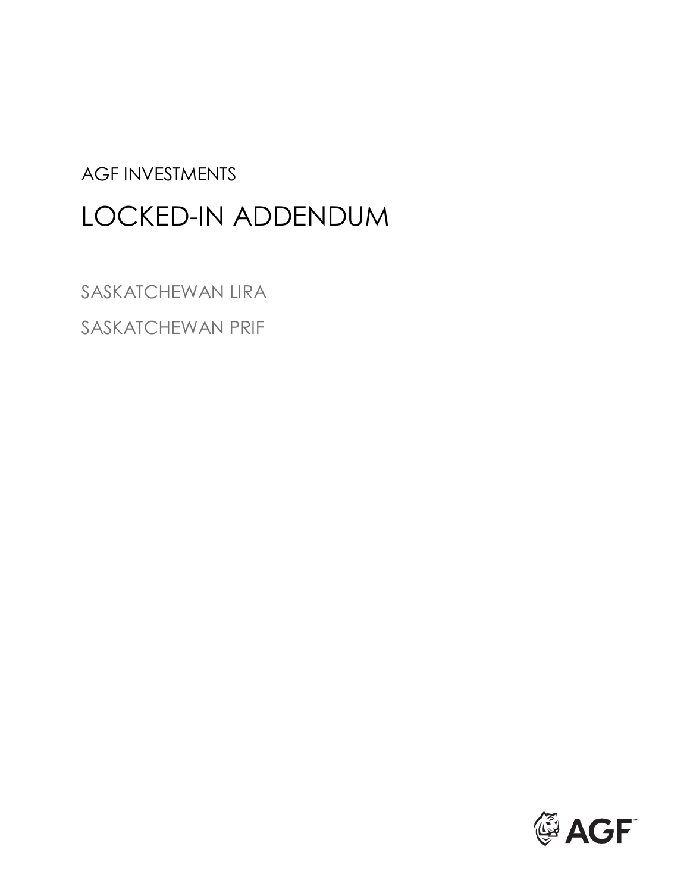AGF INVESTMENTS

# LOCKED-IN ADDENDUM

SASKATCHEWAN LIRA

SASKATCHEWAN PRIF

AGF™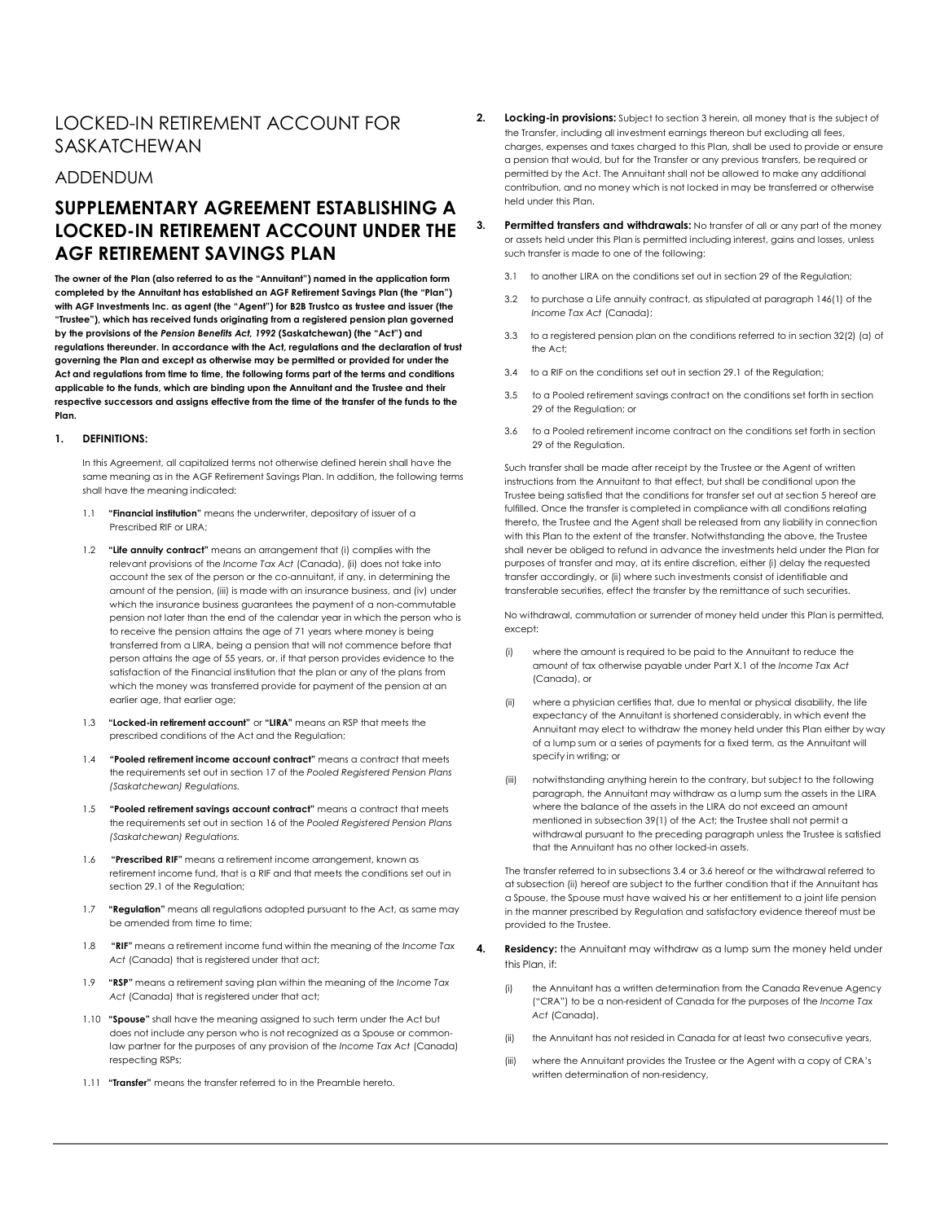# LOCKED-IN RETIREMENT ACCOUNT FOR SASKATCHEWAN

## ADDENDUM

## SUPPLEMENTARY AGREEMENT ESTABLISHING A LOCKED-IN RETIREMENT ACCOUNT UNDER THE AGF RETIREMENT SAVINGS PLAN

**The owner of the Plan (also referred to as the "Annuitant") named in the application form completed by the Annuitant has established an AGF Retirement Savings Plan (the "Plan") with AGF Investments Inc. as agent (the "Agent") for B2B Trustco as trustee and issuer (the "Trustee"), which has received funds originating from a registered pension plan governed by the provisions of the *Pension Benefits Act, 1992* (Saskatchewan) (the "Act") and regulations thereunder. In accordance with the Act, regulations and the declaration of trust governing the Plan and except as otherwise may be permitted or provided for under the Act and regulations from time to time, the following forms part of the terms and conditions applicable to the funds, which are binding upon the Annuitant and the Trustee and their respective successors and assigns effective from the time of the transfer of the funds to the Plan.**

**1. DEFINITIONS:**

In this Agreement, all capitalized terms not otherwise defined herein shall have the same meaning as in the AGF Retirement Savings Plan. In addition, the following terms shall have the meaning indicated:

1.1 **"Financial institution"** means the underwriter, depositary of issuer of a Prescribed RIF or LIRA;

1.2 **"Life annuity contract"** means an arrangement that (i) complies with the relevant provisions of the *Income Tax Act* (Canada), (ii) does not take into account the sex of the person or the co-annuitant, if any, in determining the amount of the pension, (iii) is made with an insurance business, and (iv) under which the insurance business guarantees the payment of a non-commutable pension not later than the end of the calendar year in which the person who is to receive the pension attains the age of 71 years where money is being transferred from a LIRA, being a pension that will not commence before that person attains the age of 55 years, or, if that person provides evidence to the satisfaction of the Financial institution that the plan or any of the plans from which the money was transferred provide for payment of the pension at an earlier age, that earlier age;

1.3 **"Locked-in retirement account"** or **"LIRA"** means an RSP that meets the prescribed conditions of the Act and the Regulation;

1.4 **"Pooled retirement income account contract"** means a contract that meets the requirements set out in section 17 of the *Pooled Registered Pension Plans (Saskatchewan) Regulations.*

1.5 **"Pooled retirement savings account contract"** means a contract that meets the requirements set out in section 16 of the *Pooled Registered Pension Plans (Saskatchewan) Regulations.*

1.6 **"Prescribed RIF"** means a retirement income arrangement, known as retirement income fund, that is a RIF and that meets the conditions set out in section 29.1 of the Regulation;

1.7 **"Regulation"** means all regulations adopted pursuant to the Act, as same may be amended from time to time;

1.8 **"RIF"** means a retirement income fund within the meaning of the *Income Tax Act* (Canada) that is registered under that act;

1.9 **"RSP"** means a retirement saving plan within the meaning of the *Income Tax Act* (Canada) that is registered under that act;

1.10 **"Spouse"** shall have the meaning assigned to such term under the Act but does not include any person who is not recognized as a Spouse or common-law partner for the purposes of any provision of the *Income Tax Act* (Canada) respecting RSPs;

1.11 **"Transfer"** means the transfer referred to in the Preamble hereto.

**2. Locking-in provisions:** Subject to section 3 herein, all money that is the subject of the Transfer, including all investment earnings thereon but excluding all fees, charges, expenses and taxes charged to this Plan, shall be used to provide or ensure a pension that would, but for the Transfer or any previous transfers, be required or permitted by the Act. The Annuitant shall not be allowed to make any additional contribution, and no money which is not locked in may be transferred or otherwise held under this Plan.

**3. Permitted transfers and withdrawals:** No transfer of all or any part of the money or assets held under this Plan is permitted including interest, gains and losses, unless such transfer is made to one of the following:

3.1 to another LIRA on the conditions set out in section 29 of the Regulation;

3.2 to purchase a Life annuity contract, as stipulated at paragraph 146(1) of the *Income Tax Act* (Canada);

3.3 to a registered pension plan on the conditions referred to in section 32(2) (a) of the Act;

3.4 to a RIF on the conditions set out in section 29.1 of the Regulation;

3.5 to a Pooled retirement savings contract on the conditions set forth in section 29 of the Regulation; or

3.6 to a Pooled retirement income contract on the conditions set forth in section 29 of the Regulation.

Such transfer shall be made after receipt by the Trustee or the Agent of written instructions from the Annuitant to that effect, but shall be conditional upon the Trustee being satisfied that the conditions for transfer set out at section 5 hereof are fulfilled. Once the transfer is completed in compliance with all conditions relating thereto, the Trustee and the Agent shall be released from any liability in connection with this Plan to the extent of the transfer. Notwithstanding the above, the Trustee shall never be obliged to refund in advance the investments held under the Plan for purposes of transfer and may, at its entire discretion, either (i) delay the requested transfer accordingly, or (ii) where such investments consist of identifiable and transferable securities, effect the transfer by the remittance of such securities.

No withdrawal, commutation or surrender of money held under this Plan is permitted, except:

(i) where the amount is required to be paid to the Annuitant to reduce the amount of tax otherwise payable under Part X.1 of the *Income Tax Act* (Canada), or

(ii) where a physician certifies that, due to mental or physical disability, the life expectancy of the Annuitant is shortened considerably, in which event the Annuitant may elect to withdraw the money held under this Plan either by way of a lump sum or a series of payments for a fixed term, as the Annuitant will specify in writing; or

(iii) notwithstanding anything herein to the contrary, but subject to the following paragraph, the Annuitant may withdraw as a lump sum the assets in the LIRA where the balance of the assets in the LIRA do not exceed an amount mentioned in subsection 39(1) of the Act; the Trustee shall not permit a withdrawal pursuant to the preceding paragraph unless the Trustee is satisfied that the Annuitant has no other locked-in assets.

The transfer referred to in subsections 3.4 or 3.6 hereof or the withdrawal referred to at subsection (ii) hereof are subject to the further condition that if the Annuitant has a Spouse, the Spouse must have waived his or her entitlement to a joint life pension in the manner prescribed by Regulation and satisfactory evidence thereof must be provided to the Trustee.

**4. Residency:** the Annuitant may withdraw as a lump sum the money held under this Plan, if:

(i) the Annuitant has a written determination from the Canada Revenue Agency ("CRA") to be a non-resident of Canada for the purposes of the *Income Tax Act* (Canada),

(ii) the Annuitant has not resided in Canada for at least two consecutive years,

(iii) where the Annuitant provides the Trustee or the Agent with a copy of CRA's written determination of non-residency,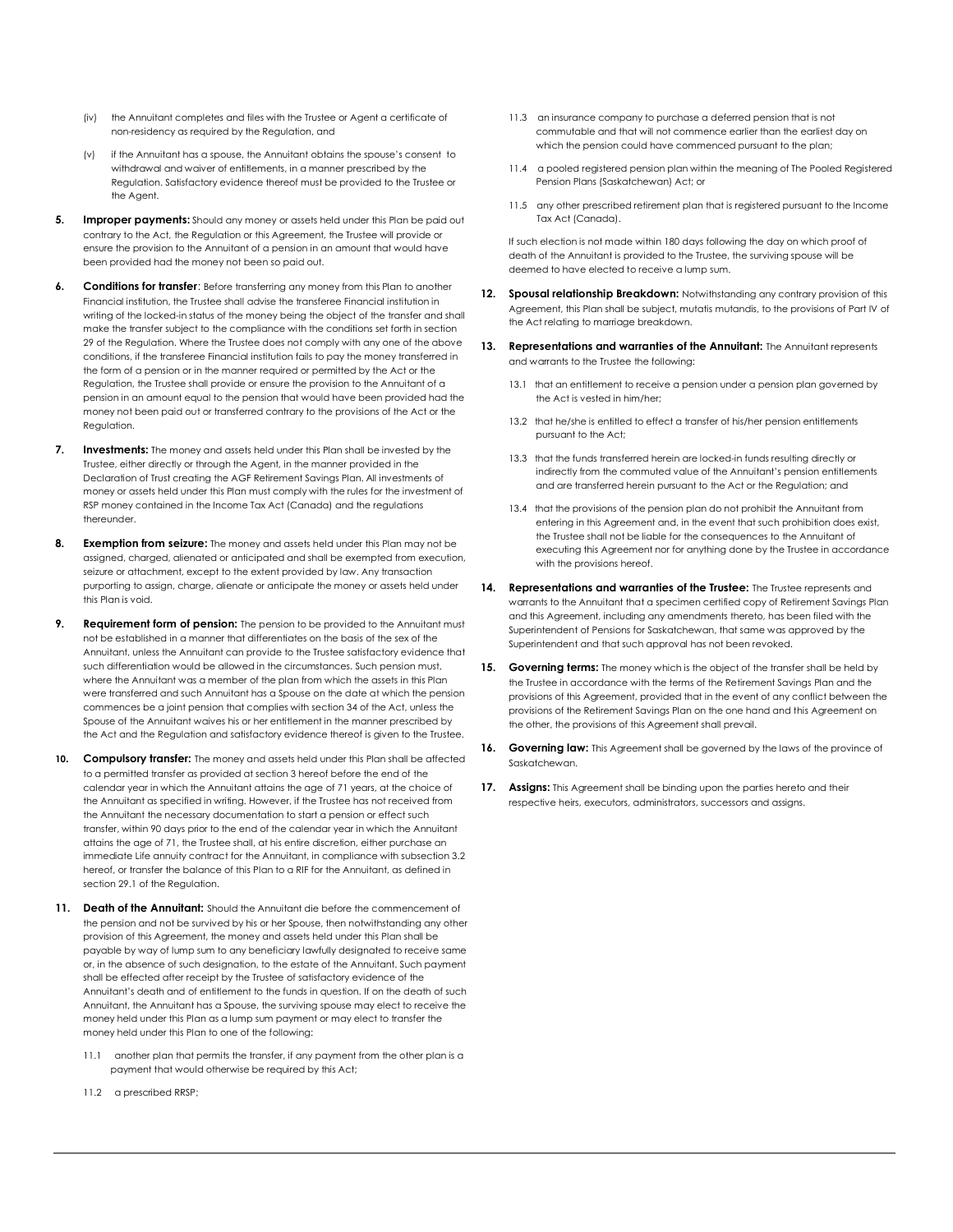(iv) the Annuitant completes and files with the Trustee or Agent a certificate of non-residency as required by the Regulation, and

(v) if the Annuitant has a spouse, the Annuitant obtains the spouse's consent to withdrawal and waiver of entitlements, in a manner prescribed by the Regulation. Satisfactory evidence thereof must be provided to the Trustee or the Agent.

**5. Improper payments:** Should any money or assets held under this Plan be paid out contrary to the Act, the Regulation or this Agreement, the Trustee will provide or ensure the provision to the Annuitant of a pension in an amount that would have been provided had the money not been so paid out.

**6. Conditions for transfer**: Before transferring any money from this Plan to another Financial institution, the Trustee shall advise the transferee Financial institution in writing of the locked-in status of the money being the object of the transfer and shall make the transfer subject to the compliance with the conditions set forth in section 29 of the Regulation. Where the Trustee does not comply with any one of the above conditions, if the transferee Financial institution fails to pay the money transferred in the form of a pension or in the manner required or permitted by the Act or the Regulation, the Trustee shall provide or ensure the provision to the Annuitant of a pension in an amount equal to the pension that would have been provided had the money not been paid out or transferred contrary to the provisions of the Act or the Regulation.

**7. Investments:** The money and assets held under this Plan shall be invested by the Trustee, either directly or through the Agent, in the manner provided in the Declaration of Trust creating the AGF Retirement Savings Plan. All investments of money or assets held under this Plan must comply with the rules for the investment of RSP money contained in the Income Tax Act (Canada) and the regulations thereunder.

**8. Exemption from seizure:** The money and assets held under this Plan may not be assigned, charged, alienated or anticipated and shall be exempted from execution, seizure or attachment, except to the extent provided by law. Any transaction purporting to assign, charge, alienate or anticipate the money or assets held under this Plan is void.

**9. Requirement form of pension:** The pension to be provided to the Annuitant must not be established in a manner that differentiates on the basis of the sex of the Annuitant, unless the Annuitant can provide to the Trustee satisfactory evidence that such differentiation would be allowed in the circumstances. Such pension must, where the Annuitant was a member of the plan from which the assets in this Plan were transferred and such Annuitant has a Spouse on the date at which the pension commences be a joint pension that complies with section 34 of the Act, unless the Spouse of the Annuitant waives his or her entitlement in the manner prescribed by the Act and the Regulation and satisfactory evidence thereof is given to the Trustee.

**10. Compulsory transfer:** The money and assets held under this Plan shall be affected to a permitted transfer as provided at section 3 hereof before the end of the calendar year in which the Annuitant attains the age of 71 years, at the choice of the Annuitant as specified in writing. However, if the Trustee has not received from the Annuitant the necessary documentation to start a pension or effect such transfer, within 90 days prior to the end of the calendar year in which the Annuitant attains the age of 71, the Trustee shall, at his entire discretion, either purchase an immediate Life annuity contract for the Annuitant, in compliance with subsection 3.2 hereof, or transfer the balance of this Plan to a RIF for the Annuitant, as defined in section 29.1 of the Regulation.

**11. Death of the Annuitant:** Should the Annuitant die before the commencement of the pension and not be survived by his or her Spouse, then notwithstanding any other provision of this Agreement, the money and assets held under this Plan shall be payable by way of lump sum to any beneficiary lawfully designated to receive same or, in the absence of such designation, to the estate of the Annuitant. Such payment shall be effected after receipt by the Trustee of satisfactory evidence of the Annuitant's death and of entitlement to the funds in question. If on the death of such Annuitant, the Annuitant has a Spouse, the surviving spouse may elect to receive the money held under this Plan as a lump sum payment or may elect to transfer the money held under this Plan to one of the following:

11.1 another plan that permits the transfer, if any payment from the other plan is a payment that would otherwise be required by this Act;

11.2 a prescribed RRSP;

11.3 an insurance company to purchase a deferred pension that is not commutable and that will not commence earlier than the earliest day on which the pension could have commenced pursuant to the plan;

11.4 a pooled registered pension plan within the meaning of The Pooled Registered Pension Plans (Saskatchewan) Act; or

11.5 any other prescribed retirement plan that is registered pursuant to the Income Tax Act (Canada).

If such election is not made within 180 days following the day on which proof of death of the Annuitant is provided to the Trustee, the surviving spouse will be deemed to have elected to receive a lump sum.

**12. Spousal relationship Breakdown:** Notwithstanding any contrary provision of this Agreement, this Plan shall be subject, mutatis mutandis, to the provisions of Part IV of the Act relating to marriage breakdown.

**13. Representations and warranties of the Annuitant:** The Annuitant represents and warrants to the Trustee the following:

13.1 that an entitlement to receive a pension under a pension plan governed by the Act is vested in him/her;

13.2 that he/she is entitled to effect a transfer of his/her pension entitlements pursuant to the Act;

13.3 that the funds transferred herein are locked-in funds resulting directly or indirectly from the commuted value of the Annuitant's pension entitlements and are transferred herein pursuant to the Act or the Regulation; and

13.4 that the provisions of the pension plan do not prohibit the Annuitant from entering in this Agreement and, in the event that such prohibition does exist, the Trustee shall not be liable for the consequences to the Annuitant of executing this Agreement nor for anything done by the Trustee in accordance with the provisions hereof.

**14. Representations and warranties of the Trustee:** The Trustee represents and warrants to the Annuitant that a specimen certified copy of Retirement Savings Plan and this Agreement, including any amendments thereto, has been filed with the Superintendent of Pensions for Saskatchewan, that same was approved by the Superintendent and that such approval has not been revoked.

**15. Governing terms:** The money which is the object of the transfer shall be held by the Trustee in accordance with the terms of the Retirement Savings Plan and the provisions of this Agreement, provided that in the event of any conflict between the provisions of the Retirement Savings Plan on the one hand and this Agreement on the other, the provisions of this Agreement shall prevail.

**16. Governing law:** This Agreement shall be governed by the laws of the province of Saskatchewan.

**17. Assigns:** This Agreement shall be binding upon the parties hereto and their respective heirs, executors, administrators, successors and assigns.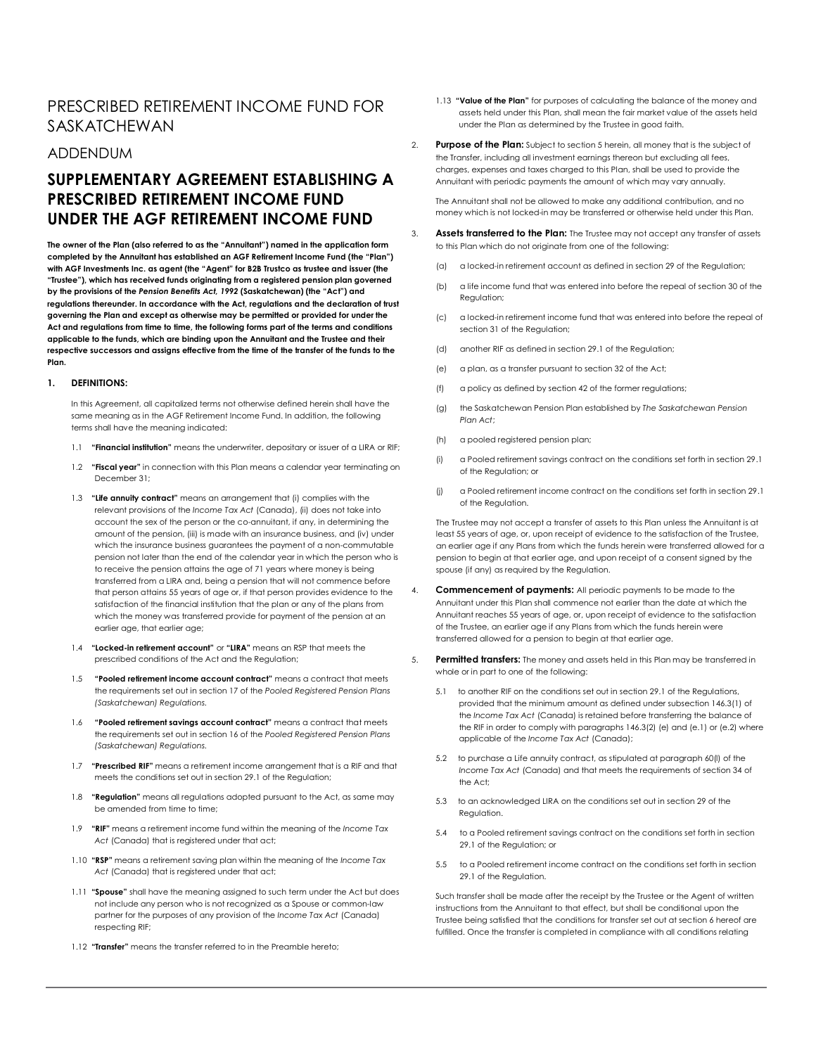# PRESCRIBED RETIREMENT INCOME FUND FOR SASKATCHEWAN

## ADDENDUM

## SUPPLEMENTARY AGREEMENT ESTABLISHING A PRESCRIBED RETIREMENT INCOME FUND UNDER THE AGF RETIREMENT INCOME FUND

**The owner of the Plan (also referred to as the "Annuitant") named in the application form completed by the Annuitant has established an AGF Retirement Income Fund (the "Plan") with AGF Investments Inc. as agent (the "Agent" for B2B Trustco as trustee and issuer (the "Trustee"), which has received funds originating from a registered pension plan governed by the provisions of the *Pension Benefits Act, 1992* (Saskatchewan) (the "Act") and regulations thereunder. In accordance with the Act, regulations and the declaration of trust governing the Plan and except as otherwise may be permitted or provided for under the Act and regulations from time to time, the following forms part of the terms and conditions applicable to the funds, which are binding upon the Annuitant and the Trustee and their respective successors and assigns effective from the time of the transfer of the funds to the Plan.**

**1. DEFINITIONS:**

In this Agreement, all capitalized terms not otherwise defined herein shall have the same meaning as in the AGF Retirement Income Fund. In addition, the following terms shall have the meaning indicated:

1.1 **"Financial institution"** means the underwriter, depositary or issuer of a LIRA or RIF;

1.2 **"Fiscal year"** in connection with this Plan means a calendar year terminating on December 31;

1.3 **"Life annuity contract"** means an arrangement that (i) complies with the relevant provisions of the *Income Tax Act* (Canada), (ii) does not take into account the sex of the person or the co-annuitant, if any, in determining the amount of the pension, (iii) is made with an insurance business, and (iv) under which the insurance business guarantees the payment of a non-commutable pension not later than the end of the calendar year in which the person who is to receive the pension attains the age of 71 years where money is being transferred from a LIRA and, being a pension that will not commence before that person attains 55 years of age or, if that person provides evidence to the satisfaction of the financial institution that the plan or any of the plans from which the money was transferred provide for payment of the pension at an earlier age, that earlier age;

1.4 **"Locked-in retirement account"** or **"LIRA"** means an RSP that meets the prescribed conditions of the Act and the Regulation;

1.5 **"Pooled retirement income account contract"** means a contract that meets the requirements set out in section 17 of the *Pooled Registered Pension Plans (Saskatchewan) Regulations.*

1.6 **"Pooled retirement savings account contract"** means a contract that meets the requirements set out in section 16 of the *Pooled Registered Pension Plans (Saskatchewan) Regulations.*

1.7 **"Prescribed RIF"** means a retirement income arrangement that is a RIF and that meets the conditions set out in section 29.1 of the Regulation;

1.8 **"Regulation"** means all regulations adopted pursuant to the Act, as same may be amended from time to time;

1.9 **"RIF"** means a retirement income fund within the meaning of the *Income Tax Act* (Canada) that is registered under that act;

1.10 **"RSP"** means a retirement saving plan within the meaning of the *Income Tax Act* (Canada) that is registered under that act;

1.11 **"Spouse"** shall have the meaning assigned to such term under the Act but does not include any person who is not recognized as a Spouse or common-law partner for the purposes of any provision of the *Income Tax Act* (Canada) respecting RIF;

1.12 **"Transfer"** means the transfer referred to in the Preamble hereto;

1.13 **"Value of the Plan"** for purposes of calculating the balance of the money and assets held under this Plan, shall mean the fair market value of the assets held under the Plan as determined by the Trustee in good faith.

2. **Purpose of the Plan:** Subject to section 5 herein, all money that is the subject of the Transfer, including all investment earnings thereon but excluding all fees, charges, expenses and taxes charged to this Plan, shall be used to provide the Annuitant with periodic payments the amount of which may vary annually.

The Annuitant shall not be allowed to make any additional contribution, and no money which is not locked-in may be transferred or otherwise held under this Plan.

3. **Assets transferred to the Plan:** The Trustee may not accept any transfer of assets to this Plan which do not originate from one of the following:

(a) a locked-in retirement account as defined in section 29 of the Regulation;

(b) a life income fund that was entered into before the repeal of section 30 of the Regulation;

(c) a locked-in retirement income fund that was entered into before the repeal of section 31 of the Regulation;

(d) another RIF as defined in section 29.1 of the Regulation;

(e) a plan, as a transfer pursuant to section 32 of the Act;

(f) a policy as defined by section 42 of the former regulations;

(g) the Saskatchewan Pension Plan established by *The Saskatchewan Pension Plan Act*;

(h) a pooled registered pension plan;

(i) a Pooled retirement savings contract on the conditions set forth in section 29.1 of the Regulation; or

(j) a Pooled retirement income contract on the conditions set forth in section 29.1 of the Regulation.

The Trustee may not accept a transfer of assets to this Plan unless the Annuitant is at least 55 years of age, or, upon receipt of evidence to the satisfaction of the Trustee, an earlier age if any Plans from which the funds herein were transferred allowed for a pension to begin at that earlier age, and upon receipt of a consent signed by the spouse (if any) as required by the Regulation.

4. **Commencement of payments:** All periodic payments to be made to the Annuitant under this Plan shall commence not earlier than the date at which the Annuitant reaches 55 years of age, or, upon receipt of evidence to the satisfaction of the Trustee, an earlier age if any Plans from which the funds herein were transferred allowed for a pension to begin at that earlier age.

5. **Permitted transfers:** The money and assets held in this Plan may be transferred in whole or in part to one of the following:

5.1 to another RIF on the conditions set out in section 29.1 of the Regulations, provided that the minimum amount as defined under subsection 146.3(1) of the *Income Tax Act* (Canada) is retained before transferring the balance of the RIF in order to comply with paragraphs 146.3(2) (e) and (e.1) or (e.2) where applicable of the *Income Tax Act* (Canada);

5.2 to purchase a Life annuity contract, as stipulated at paragraph 60(l) of the *Income Tax Act* (Canada) and that meets the requirements of section 34 of the Act;

5.3 to an acknowledged LIRA on the conditions set out in section 29 of the Regulation.

5.4 to a Pooled retirement savings contract on the conditions set forth in section 29.1 of the Regulation; or

5.5 to a Pooled retirement income contract on the conditions set forth in section 29.1 of the Regulation.

Such transfer shall be made after the receipt by the Trustee or the Agent of written instructions from the Annuitant to that effect, but shall be conditional upon the Trustee being satisfied that the conditions for transfer set out at section 6 hereof are fulfilled. Once the transfer is completed in compliance with all conditions relating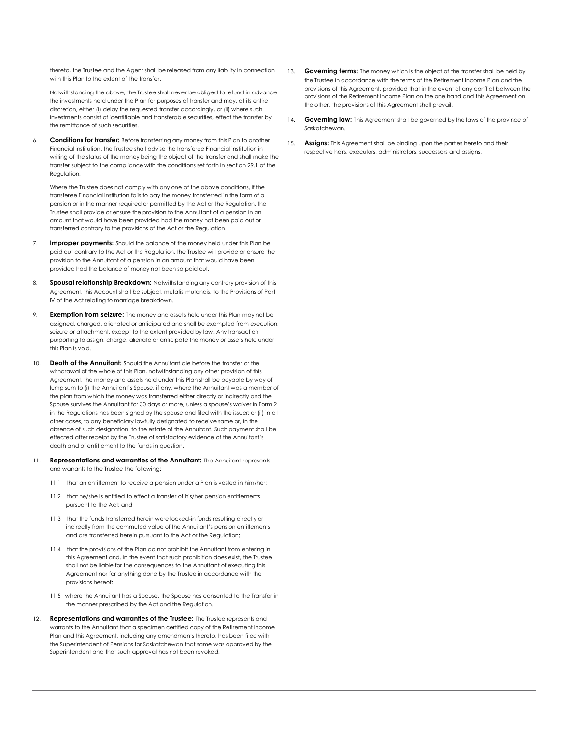thereto, the Trustee and the Agent shall be released from any liability in connection with this Plan to the extent of the transfer.

Notwithstanding the above, the Trustee shall never be obliged to refund in advance the investments held under the Plan for purposes of transfer and may, at its entire discretion, either (i) delay the requested transfer accordingly, or (ii) where such investments consist of identifiable and transferable securities, effect the transfer by the remittance of such securities.

6. **Conditions for transfer:** Before transferring any money from this Plan to another Financial institution, the Trustee shall advise the transferee Financial institution in writing of the status of the money being the object of the transfer and shall make the transfer subject to the compliance with the conditions set forth in section 29.1 of the Regulation.

   Where the Trustee does not comply with any one of the above conditions, if the transferee Financial institution fails to pay the money transferred in the form of a pension or in the manner required or permitted by the Act or the Regulation, the Trustee shall provide or ensure the provision to the Annuitant of a pension in an amount that would have been provided had the money not been paid out or transferred contrary to the provisions of the Act or the Regulation.

7. **Improper payments:** Should the balance of the money held under this Plan be paid out contrary to the Act or the Regulation, the Trustee will provide or ensure the provision to the Annuitant of a pension in an amount that would have been provided had the balance of money not been so paid out.

8. **Spousal relationship Breakdown:** Notwithstanding any contrary provision of this Agreement, this Account shall be subject, mutatis mutandis, to the Provisions of Part IV of the Act relating to marriage breakdown.

9. **Exemption from seizure:** The money and assets held under this Plan may not be assigned, charged, alienated or anticipated and shall be exempted from execution, seizure or attachment, except to the extent provided by law. Any transaction purporting to assign, charge, alienate or anticipate the money or assets held under this Plan is void.

10. **Death of the Annuitant:** Should the Annuitant die before the transfer or the withdrawal of the whole of this Plan, notwithstanding any other provision of this Agreement, the money and assets held under this Plan shall be payable by way of lump sum to (i) the Annuitant's Spouse, if any, where the Annuitant was a member of the plan from which the money was transferred either directly or indirectly and the Spouse survives the Annuitant for 30 days or more, unless a spouse's waiver in Form 2 in the Regulations has been signed by the spouse and filed with the issuer; or (ii) in all other cases, to any beneficiary lawfully designated to receive same or, in the absence of such designation, to the estate of the Annuitant. Such payment shall be effected after receipt by the Trustee of satisfactory evidence of the Annuitant's death and of entitlement to the funds in question.

11. **Representations and warranties of the Annuitant:** The Annuitant represents and warrants to the Trustee the following:

    11.1 that an entitlement to receive a pension under a Plan is vested in him/her;

    11.2 that he/she is entitled to effect a transfer of his/her pension entitlements pursuant to the Act; and

    11.3 that the funds transferred herein were locked-in funds resulting directly or indirectly from the commuted value of the Annuitant's pension entitlements and are transferred herein pursuant to the Act or the Regulation;

    11.4 that the provisions of the Plan do not prohibit the Annuitant from entering in this Agreement and, in the event that such prohibition does exist, the Trustee shall not be liable for the consequences to the Annuitant of executing this Agreement nor for anything done by the Trustee in accordance with the provisions hereof;

    11.5 where the Annuitant has a Spouse, the Spouse has consented to the Transfer in the manner prescribed by the Act and the Regulation.

12. **Representations and warranties of the Trustee:** The Trustee represents and warrants to the Annuitant that a specimen certified copy of the Retirement Income Plan and this Agreement, including any amendments thereto, has been filed with the Superintendent of Pensions for Saskatchewan that same was approved by the Superintendent and that such approval has not been revoked.

13. **Governing terms:** The money which is the object of the transfer shall be held by the Trustee in accordance with the terms of the Retirement Income Plan and the provisions of this Agreement, provided that in the event of any conflict between the provisions of the Retirement Income Plan on the one hand and this Agreement on the other, the provisions of this Agreement shall prevail.

14. **Governing law:** This Agreement shall be governed by the laws of the province of Saskatchewan.

15. **Assigns:** This Agreement shall be binding upon the parties hereto and their respective heirs, executors, administrators, successors and assigns.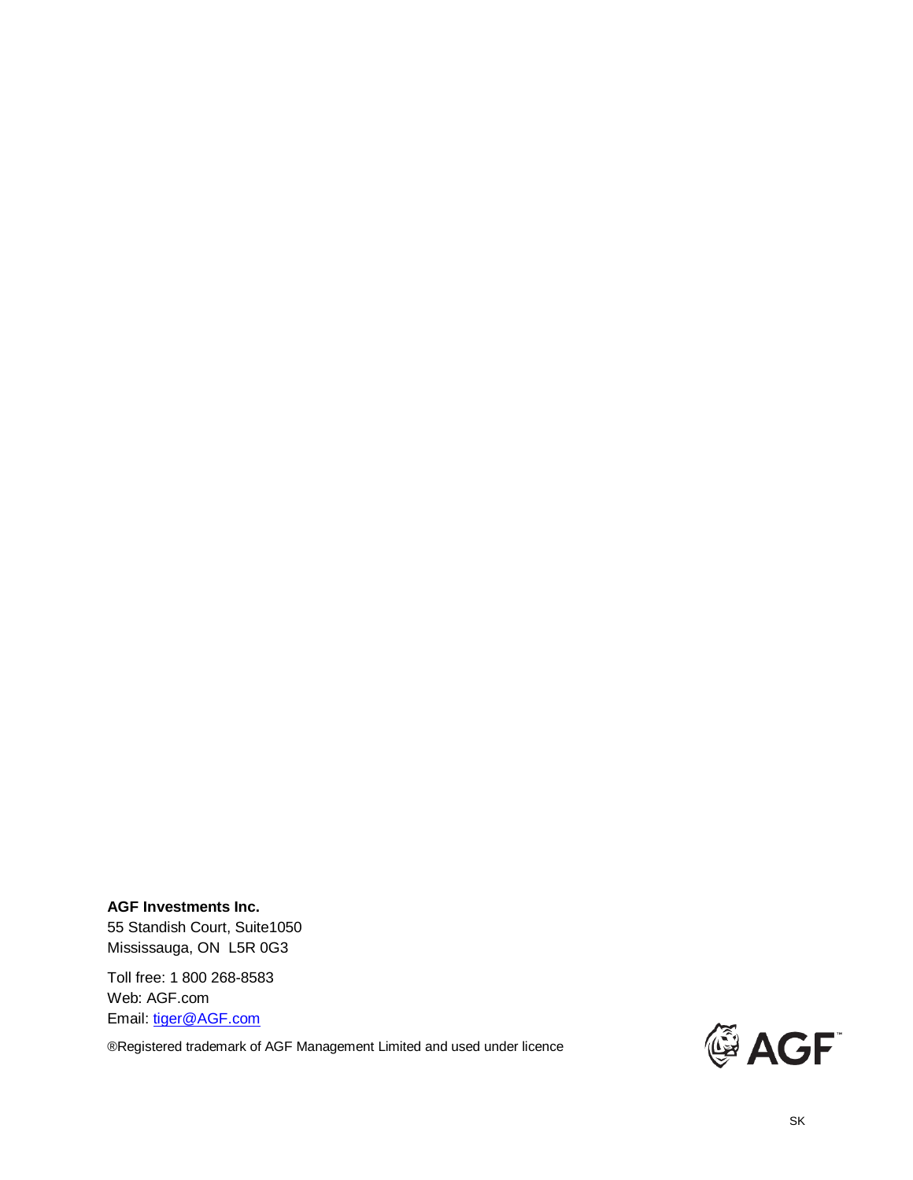**AGF Investments Inc.**
55 Standish Court, Suite1050
Mississauga, ON  L5R 0G3

Toll free: 1 800 268-8583
Web: AGF.com
Email: tiger@AGF.com

®Registered trademark of AGF Management Limited and used under licence

SK